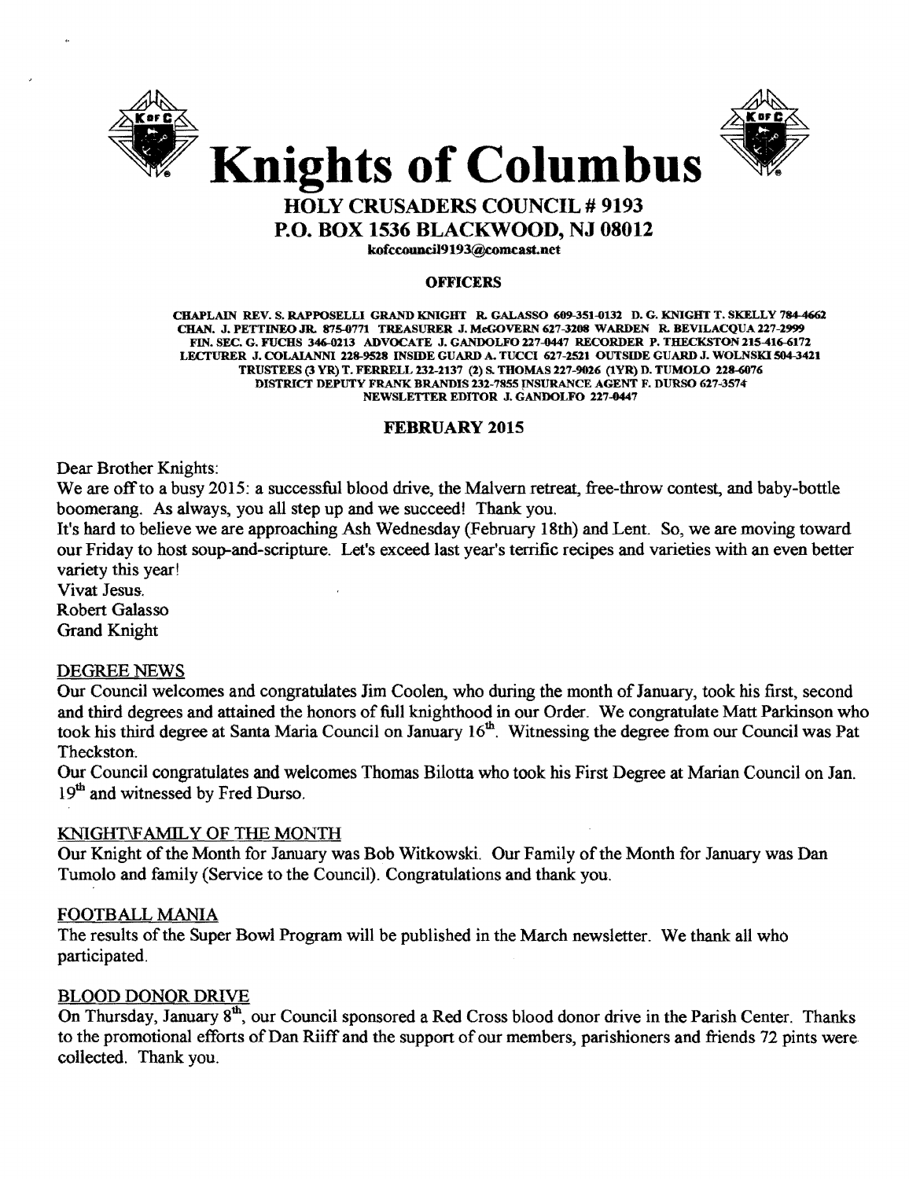# Knights of Columbus

## HOLY CRUSADERS COUNCIL # 9193

## P.O. BOX 1536 BLACKWOOD, NJ 08012

kofccouncil9193@comcast.net

### OFFICERS

CHAPLAIN REV. S. RAPPOSELLI GRAND KNIGHT R. GALASSO 609-351-0132 D. G. KNIGHT T. SKELLY 784-4662
CHAN. J. PETTINEO JR. 875-0771 TREASURER J. McGOVERN 627-3208 WARDEN R. BEVILACQUA 227-2999
FIN. SEC. G. FUCHS 346-0213 ADVOCATE J. GANDOLFO 227-0447 RECORDER P. THECKSTON 215-416-6172
LECTURER J. COLAIANNI 228-9528 INSIDE GUARD A. TUCCI 627-2521 OUTSIDE GUARD J. WOLNSKI 504-3421
TRUSTEES (3 YR) T. FERRELL 232-2137 (2) S. THOMAS 227-9026 (1YR) D. TUMOLO 228-6076
DISTRICT DEPUTY FRANK BRANDIS 232-7855 INSURANCE AGENT F. DURSO 627-3574
NEWSLETTER EDITOR J. GANDOLFO 227-0447

### FEBRUARY 2015

Dear Brother Knights:
We are off to a busy 2015: a successful blood drive, the Malvern retreat, free-throw contest, and baby-bottle boomerang. As always, you all step up and we succeed! Thank you.
It's hard to believe we are approaching Ash Wednesday (February 18th) and Lent. So, we are moving toward our Friday to host soup-and-scripture. Let's exceed last year's terrific recipes and varieties with an even better variety this year!
Vivat Jesus.
Robert Galasso
Grand Knight

#### DEGREE NEWS

Our Council welcomes and congratulates Jim Coolen, who during the month of January, took his first, second and third degrees and attained the honors of full knighthood in our Order. We congratulate Matt Parkinson who took his third degree at Santa Maria Council on January 16th. Witnessing the degree from our Council was Pat Theckston.
Our Council congratulates and welcomes Thomas Bilotta who took his First Degree at Marian Council on Jan. 19th and witnessed by Fred Durso.

#### KNIGHT\FAMILY OF THE MONTH

Our Knight of the Month for January was Bob Witkowski. Our Family of the Month for January was Dan Tumolo and family (Service to the Council). Congratulations and thank you.

#### FOOTBALL MANIA

The results of the Super Bowl Program will be published in the March newsletter. We thank all who participated.

#### BLOOD DONOR DRIVE

On Thursday, January 8th, our Council sponsored a Red Cross blood donor drive in the Parish Center. Thanks to the promotional efforts of Dan Riiff and the support of our members, parishioners and friends 72 pints were collected. Thank you.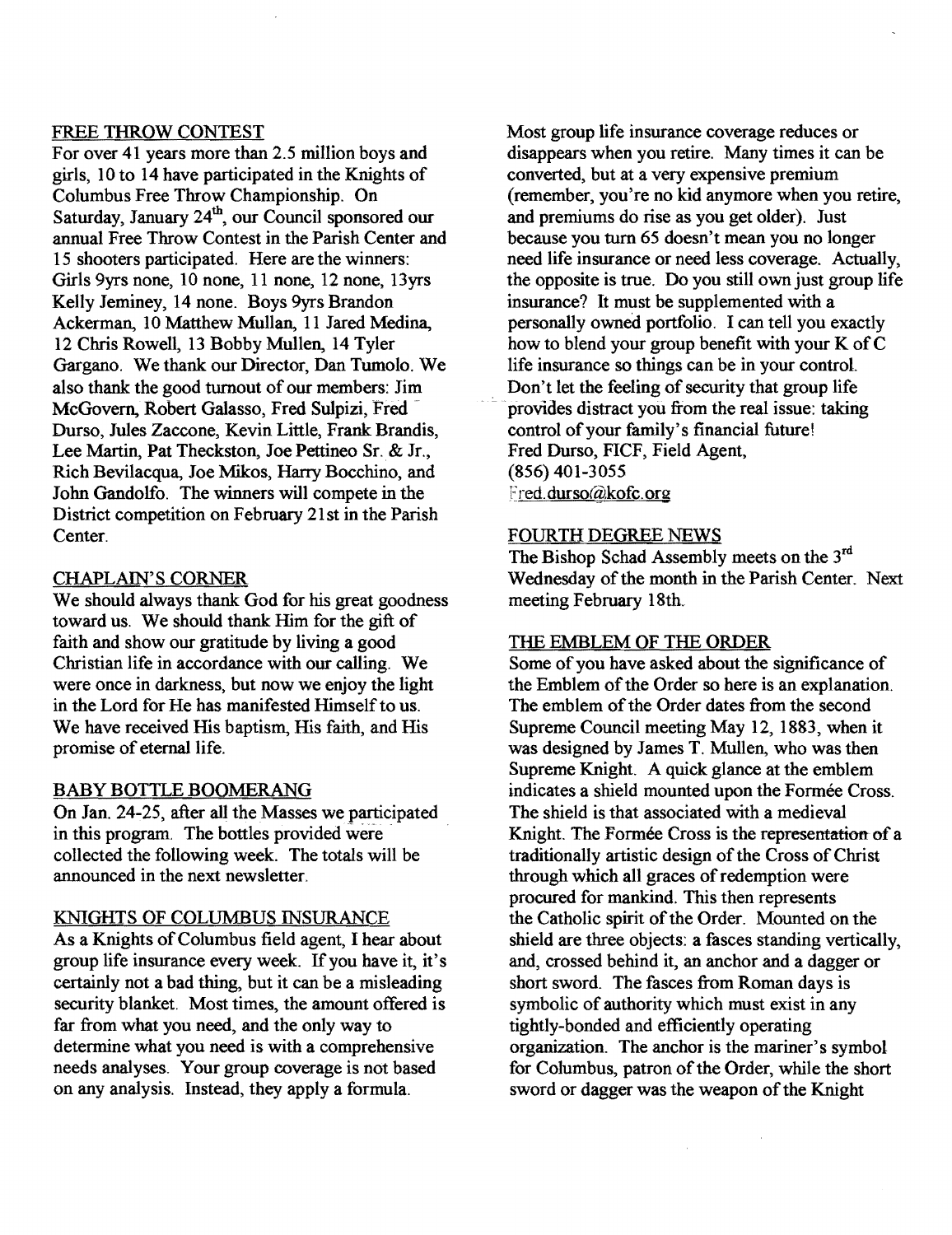## FREE THROW CONTEST

For over 41 years more than 2.5 million boys and girls, 10 to 14 have participated in the Knights of Columbus Free Throw Championship. On Saturday, January 24th, our Council sponsored our annual Free Throw Contest in the Parish Center and 15 shooters participated. Here are the winners: Girls 9yrs none, 10 none, 11 none, 12 none, 13yrs Kelly Jeminey, 14 none. Boys 9yrs Brandon Ackerman, 10 Matthew Mullan, 11 Jared Medina, 12 Chris Rowell, 13 Bobby Mullen, 14 Tyler Gargano. We thank our Director, Dan Tumolo. We also thank the good turnout of our members: Jim McGovern, Robert Galasso, Fred Sulpizi, Fred Durso, Jules Zaccone, Kevin Little, Frank Brandis, Lee Martin, Pat Theckston, Joe Pettineo Sr. & Jr., Rich Bevilacqua, Joe Mikos, Harry Bocchino, and John Gandolfo. The winners will compete in the District competition on February 21st in the Parish Center.

## CHAPLAIN'S CORNER

We should always thank God for his great goodness toward us. We should thank Him for the gift of faith and show our gratitude by living a good Christian life in accordance with our calling. We were once in darkness, but now we enjoy the light in the Lord for He has manifested Himself to us. We have received His baptism, His faith, and His promise of eternal life.

## BABY BOTTLE BOOMERANG

On Jan. 24-25, after all the Masses we participated in this program. The bottles provided were collected the following week. The totals will be announced in the next newsletter.

## KNIGHTS OF COLUMBUS INSURANCE

As a Knights of Columbus field agent, I hear about group life insurance every week. If you have it, it's certainly not a bad thing, but it can be a misleading security blanket. Most times, the amount offered is far from what you need, and the only way to determine what you need is with a comprehensive needs analyses. Your group coverage is not based on any analysis. Instead, they apply a formula. Most group life insurance coverage reduces or disappears when you retire. Many times it can be converted, but at a very expensive premium (remember, you're no kid anymore when you retire, and premiums do rise as you get older). Just because you turn 65 doesn't mean you no longer need life insurance or need less coverage. Actually, the opposite is true. Do you still own just group life insurance? It must be supplemented with a personally owned portfolio. I can tell you exactly how to blend your group benefit with your K of C life insurance so things can be in your control. Don't let the feeling of security that group life provides distract you from the real issue: taking control of your family's financial future!

Fred Durso, FICF, Field Agent,
(856) 401-3055
Fred.durso@kofc.org

## FOURTH DEGREE NEWS

The Bishop Schad Assembly meets on the 3rd Wednesday of the month in the Parish Center. Next meeting February 18th.

## THE EMBLEM OF THE ORDER

Some of you have asked about the significance of the Emblem of the Order so here is an explanation. The emblem of the Order dates from the second Supreme Council meeting May 12, 1883, when it was designed by James T. Mullen, who was then Supreme Knight. A quick glance at the emblem indicates a shield mounted upon the Formée Cross. The shield is that associated with a medieval Knight. The Formée Cross is the representation of a traditionally artistic design of the Cross of Christ through which all graces of redemption were procured for mankind. This then represents the Catholic spirit of the Order. Mounted on the shield are three objects: a fasces standing vertically, and, crossed behind it, an anchor and a dagger or short sword. The fasces from Roman days is symbolic of authority which must exist in any tightly-bonded and efficiently operating organization. The anchor is the mariner's symbol for Columbus, patron of the Order, while the short sword or dagger was the weapon of the Knight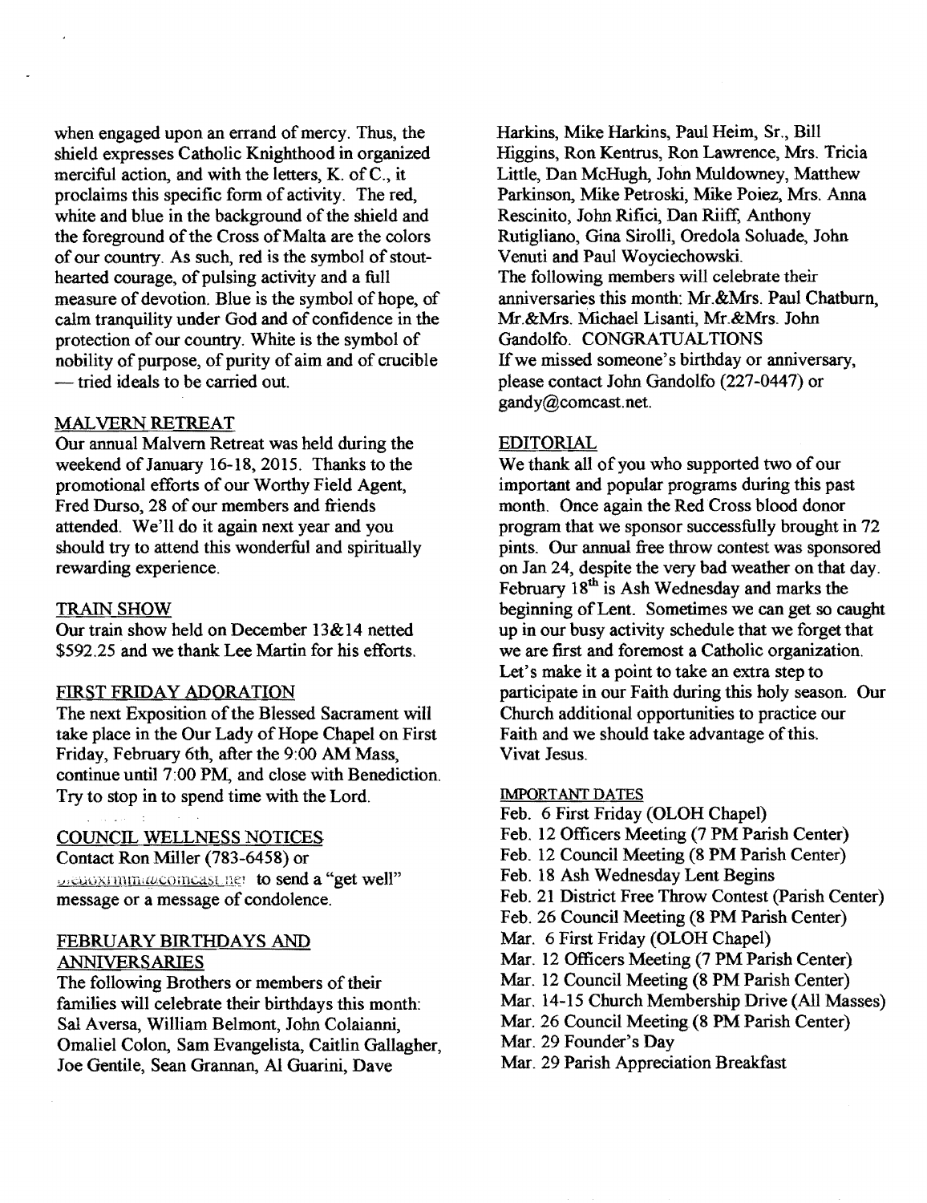when engaged upon an errand of mercy. Thus, the shield expresses Catholic Knighthood in organized merciful action, and with the letters, K. of C., it proclaims this specific form of activity. The red, white and blue in the background of the shield and the foreground of the Cross of Malta are the colors of our country. As such, red is the symbol of stout-hearted courage, of pulsing activity and a full measure of devotion. Blue is the symbol of hope, of calm tranquility under God and of confidence in the protection of our country. White is the symbol of nobility of purpose, of purity of aim and of crucible — tried ideals to be carried out.

## MALVERN RETREAT

Our annual Malvern Retreat was held during the weekend of January 16-18, 2015. Thanks to the promotional efforts of our Worthy Field Agent, Fred Durso, 28 of our members and friends attended. We'll do it again next year and you should try to attend this wonderful and spiritually rewarding experience.

## TRAIN SHOW

Our train show held on December 13&14 netted $592.25 and we thank Lee Martin for his efforts.

## FIRST FRIDAY ADORATION

The next Exposition of the Blessed Sacrament will take place in the Our Lady of Hope Chapel on First Friday, February 6th, after the 9:00 AM Mass, continue until 7:00 PM, and close with Benediction. Try to stop in to spend time with the Lord.

## COUNCIL WELLNESS NOTICES

Contact Ron Miller (783-6458) or ...@comcast.net to send a "get well" message or a message of condolence.

## FEBRUARY BIRTHDAYS AND ANNIVERSARIES

The following Brothers or members of their families will celebrate their birthdays this month: Sal Aversa, William Belmont, John Colaianni, Omaliel Colon, Sam Evangelista, Caitlin Gallagher, Joe Gentile, Sean Grannan, Al Guarini, Dave Harkins, Mike Harkins, Paul Heim, Sr., Bill Higgins, Ron Kentrus, Ron Lawrence, Mrs. Tricia Little, Dan McHugh, John Muldowney, Matthew Parkinson, Mike Petroski, Mike Poiez, Mrs. Anna Rescinito, John Rifici, Dan Riiff, Anthony Rutigliano, Gina Sirolli, Oredola Soluade, John Venuti and Paul Woyciechowski.
The following members will celebrate their anniversaries this month: Mr.&Mrs. Paul Chatburn, Mr.&Mrs. Michael Lisanti, Mr.&Mrs. John Gandolfo. CONGRATUALTIONS
If we missed someone's birthday or anniversary, please contact John Gandolfo (227-0447) or gandy@comcast.net.

## EDITORIAL

We thank all of you who supported two of our important and popular programs during this past month. Once again the Red Cross blood donor program that we sponsor successfully brought in 72 pints. Our annual free throw contest was sponsored on Jan 24, despite the very bad weather on that day. February 18th is Ash Wednesday and marks the beginning of Lent. Sometimes we can get so caught up in our busy activity schedule that we forget that we are first and foremost a Catholic organization. Let's make it a point to take an extra step to participate in our Faith during this holy season. Our Church additional opportunities to practice our Faith and we should take advantage of this.
Vivat Jesus.

## IMPORTANT DATES

Feb. 6 First Friday (OLOH Chapel)
Feb. 12 Officers Meeting (7 PM Parish Center)
Feb. 12 Council Meeting (8 PM Parish Center)
Feb. 18 Ash Wednesday Lent Begins
Feb. 21 District Free Throw Contest (Parish Center)
Feb. 26 Council Meeting (8 PM Parish Center)
Mar. 6 First Friday (OLOH Chapel)
Mar. 12 Officers Meeting (7 PM Parish Center)
Mar. 12 Council Meeting (8 PM Parish Center)
Mar. 14-15 Church Membership Drive (All Masses)
Mar. 26 Council Meeting (8 PM Parish Center)
Mar. 29 Founder's Day
Mar. 29 Parish Appreciation Breakfast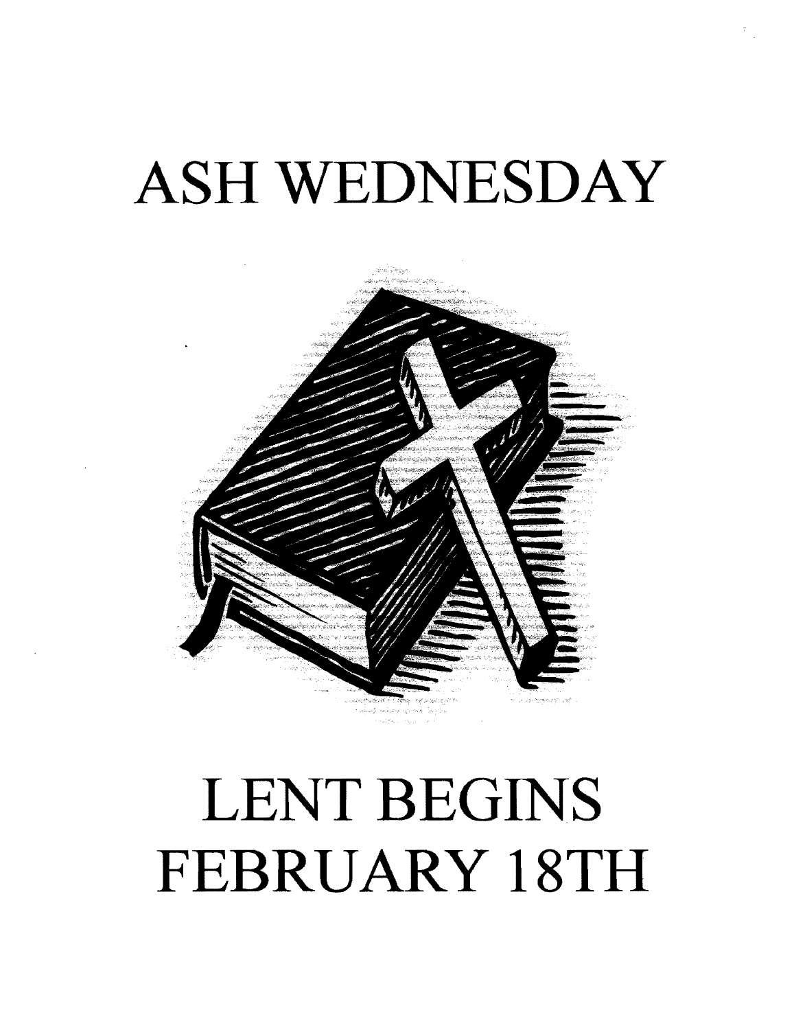# ASH WEDNESDAY

# LENT BEGINS FEBRUARY 18TH